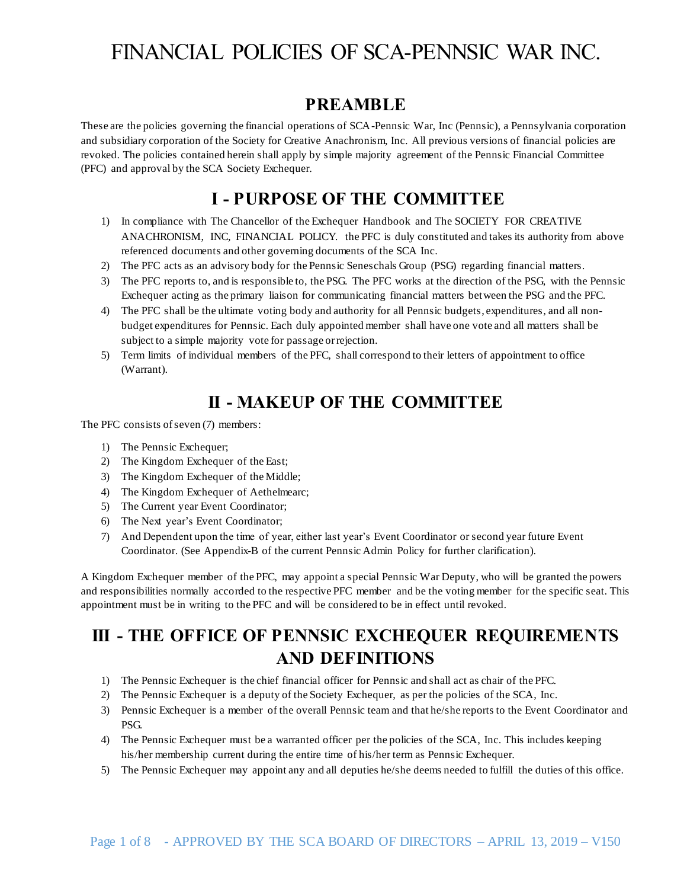# FINANCIAL POLICIES OF SCA-PENNSIC WAR INC.

## PREAMBLE

These are the policies governing the financial operations of SCA-Pennsic War, Inc (Pennsic), a Pennsylvania corporation and subsidiary corporation of the Society for Creative Anachronism, Inc. All previous versions of financial policies are revoked. The policies contained herein shall apply by simple majority agreement of the Pennsic Financial Committee (PFC) and approval by the SCA Society Exchequer.

## I - PURPOSE OF THE COMMITTEE

1) In compliance with The Chancellor of the Exchequer Handbook and The SOCIETY FOR CREATIVE ANACHRONISM, INC, FINANCIAL POLICY. the PFC is duly constituted and takes its authority from above referenced documents and other governing documents of the SCA Inc.
2) The PFC acts as an advisory body for the Pennsic Seneschals Group (PSG) regarding financial matters.
3) The PFC reports to, and is responsible to, the PSG. The PFC works at the direction of the PSG, with the Pennsic Exchequer acting as the primary liaison for communicating financial matters between the PSG and the PFC.
4) The PFC shall be the ultimate voting body and authority for all Pennsic budgets, expenditures, and all non-budget expenditures for Pennsic. Each duly appointed member shall have one vote and all matters shall be subject to a simple majority vote for passage or rejection.
5) Term limits of individual members of the PFC, shall correspond to their letters of appointment to office (Warrant).

## II - MAKEUP OF THE COMMITTEE

The PFC consists of seven (7) members:

1) The Pennsic Exchequer;
2) The Kingdom Exchequer of the East;
3) The Kingdom Exchequer of the Middle;
4) The Kingdom Exchequer of Aethelmearc;
5) The Current year Event Coordinator;
6) The Next year's Event Coordinator;
7) And Dependent upon the time of year, either last year's Event Coordinator or second year future Event Coordinator. (See Appendix-B of the current Pennsic Admin Policy for further clarification).

A Kingdom Exchequer member of the PFC, may appoint a special Pennsic War Deputy, who will be granted the powers and responsibilities normally accorded to the respective PFC member and be the voting member for the specific seat. This appointment must be in writing to the PFC and will be considered to be in effect until revoked.

## III - THE OFFICE OF PENNSIC EXCHEQUER REQUIREMENTS AND DEFINITIONS

1) The Pennsic Exchequer is the chief financial officer for Pennsic and shall act as chair of the PFC.
2) The Pennsic Exchequer is a deputy of the Society Exchequer, as per the policies of the SCA, Inc.
3) Pennsic Exchequer is a member of the overall Pennsic team and that he/she reports to the Event Coordinator and PSG.
4) The Pennsic Exchequer must be a warranted officer per the policies of the SCA, Inc. This includes keeping his/her membership current during the entire time of his/her term as Pennsic Exchequer.
5) The Pennsic Exchequer may appoint any and all deputies he/she deems needed to fulfill the duties of this office.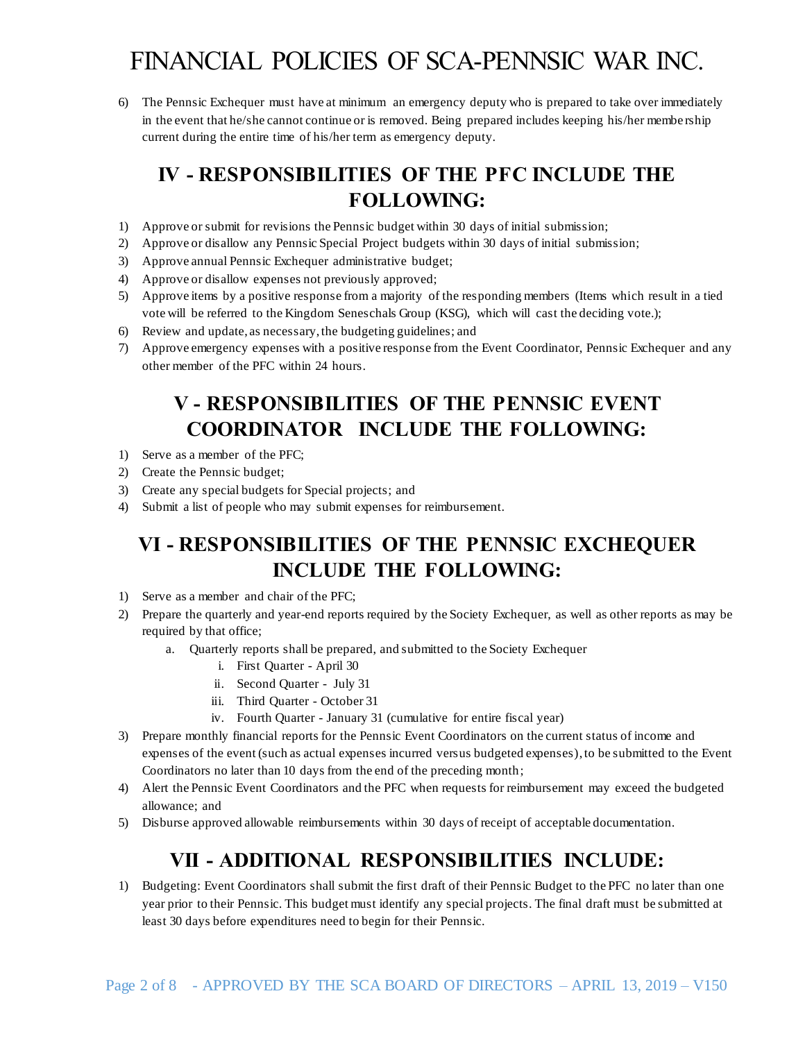6) The Pennsic Exchequer must have at minimum an emergency deputy who is prepared to take over immediately in the event that he/she cannot continue or is removed. Being prepared includes keeping his/her membership current during the entire time of his/her term as emergency deputy.

## IV - RESPONSIBILITIES OF THE PFC INCLUDE THE FOLLOWING:

1) Approve or submit for revisions the Pennsic budget within 30 days of initial submission;
2) Approve or disallow any Pennsic Special Project budgets within 30 days of initial submission;
3) Approve annual Pennsic Exchequer administrative budget;
4) Approve or disallow expenses not previously approved;
5) Approve items by a positive response from a majority of the responding members (Items which result in a tied vote will be referred to the Kingdom Seneschals Group (KSG), which will cast the deciding vote.);
6) Review and update, as necessary, the budgeting guidelines; and
7) Approve emergency expenses with a positive response from the Event Coordinator, Pennsic Exchequer and any other member of the PFC within 24 hours.

## V - RESPONSIBILITIES OF THE PENNSIC EVENT COORDINATOR INCLUDE THE FOLLOWING:

1) Serve as a member of the PFC;
2) Create the Pennsic budget;
3) Create any special budgets for Special projects; and
4) Submit a list of people who may submit expenses for reimbursement.

## VI - RESPONSIBILITIES OF THE PENNSIC EXCHEQUER INCLUDE THE FOLLOWING:

1) Serve as a member and chair of the PFC;
2) Prepare the quarterly and year-end reports required by the Society Exchequer, as well as other reports as may be required by that office;
   a. Quarterly reports shall be prepared, and submitted to the Society Exchequer
      i. First Quarter - April 30
      ii. Second Quarter - July 31
      iii. Third Quarter - October 31
      iv. Fourth Quarter - January 31 (cumulative for entire fiscal year)
3) Prepare monthly financial reports for the Pennsic Event Coordinators on the current status of income and expenses of the event (such as actual expenses incurred versus budgeted expenses), to be submitted to the Event Coordinators no later than 10 days from the end of the preceding month;
4) Alert the Pennsic Event Coordinators and the PFC when requests for reimbursement may exceed the budgeted allowance; and
5) Disburse approved allowable reimbursements within 30 days of receipt of acceptable documentation.

## VII - ADDITIONAL RESPONSIBILITIES INCLUDE:

1) Budgeting: Event Coordinators shall submit the first draft of their Pennsic Budget to the PFC no later than one year prior to their Pennsic. This budget must identify any special projects. The final draft must be submitted at least 30 days before expenditures need to begin for their Pennsic.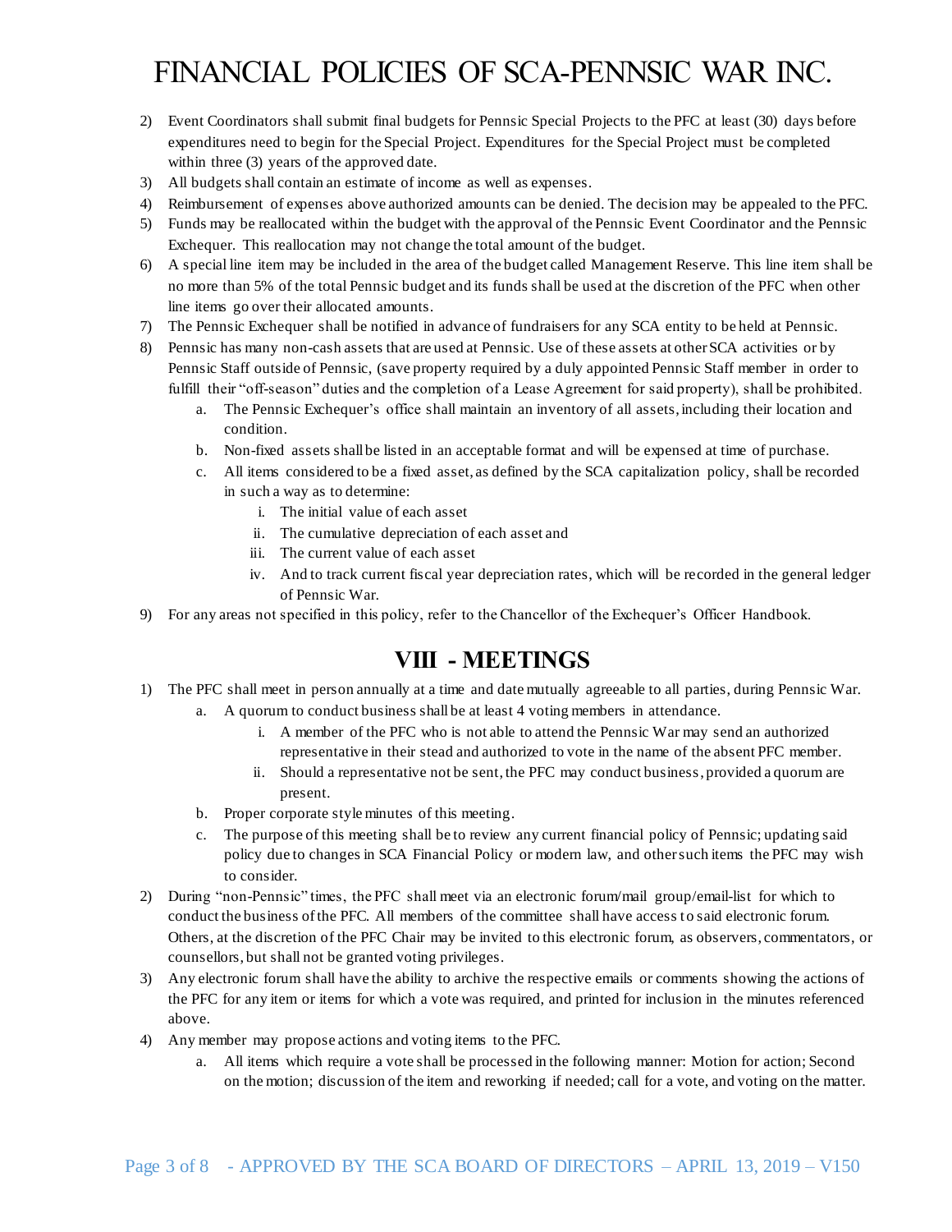# FINANCIAL POLICIES OF SCA-PENNSIC WAR INC.

2) Event Coordinators shall submit final budgets for Pennsic Special Projects to the PFC at least (30) days before expenditures need to begin for the Special Project. Expenditures for the Special Project must be completed within three (3) years of the approved date.
3) All budgets shall contain an estimate of income as well as expenses.
4) Reimbursement of expenses above authorized amounts can be denied. The decision may be appealed to the PFC.
5) Funds may be reallocated within the budget with the approval of the Pennsic Event Coordinator and the Pennsic Exchequer. This reallocation may not change the total amount of the budget.
6) A special line item may be included in the area of the budget called Management Reserve. This line item shall be no more than 5% of the total Pennsic budget and its funds shall be used at the discretion of the PFC when other line items go over their allocated amounts.
7) The Pennsic Exchequer shall be notified in advance of fundraisers for any SCA entity to be held at Pennsic.
8) Pennsic has many non-cash assets that are used at Pennsic. Use of these assets at other SCA activities or by Pennsic Staff outside of Pennsic, (save property required by a duly appointed Pennsic Staff member in order to fulfill their "off-season" duties and the completion of a Lease Agreement for said property), shall be prohibited.
   a. The Pennsic Exchequer's office shall maintain an inventory of all assets, including their location and condition.
   b. Non-fixed assets shall be listed in an acceptable format and will be expensed at time of purchase.
   c. All items considered to be a fixed asset, as defined by the SCA capitalization policy, shall be recorded in such a way as to determine:
      i. The initial value of each asset
      ii. The cumulative depreciation of each asset and
      iii. The current value of each asset
      iv. And to track current fiscal year depreciation rates, which will be recorded in the general ledger of Pennsic War.
9) For any areas not specified in this policy, refer to the Chancellor of the Exchequer's Officer Handbook.

## VIII - MEETINGS

1) The PFC shall meet in person annually at a time and date mutually agreeable to all parties, during Pennsic War.
   a. A quorum to conduct business shall be at least 4 voting members in attendance.
      i. A member of the PFC who is not able to attend the Pennsic War may send an authorized representative in their stead and authorized to vote in the name of the absent PFC member.
      ii. Should a representative not be sent, the PFC may conduct business, provided a quorum are present.
   b. Proper corporate style minutes of this meeting.
   c. The purpose of this meeting shall be to review any current financial policy of Pennsic; updating said policy due to changes in SCA Financial Policy or modern law, and other such items the PFC may wish to consider.
2) During "non-Pennsic" times, the PFC shall meet via an electronic forum/mail group/email-list for which to conduct the business of the PFC. All members of the committee shall have access to said electronic forum. Others, at the discretion of the PFC Chair may be invited to this electronic forum, as observers, commentators, or counsellors, but shall not be granted voting privileges.
3) Any electronic forum shall have the ability to archive the respective emails or comments showing the actions of the PFC for any item or items for which a vote was required, and printed for inclusion in the minutes referenced above.
4) Any member may propose actions and voting items to the PFC.
   a. All items which require a vote shall be processed in the following manner: Motion for action; Second on the motion; discussion of the item and reworking if needed; call for a vote, and voting on the matter.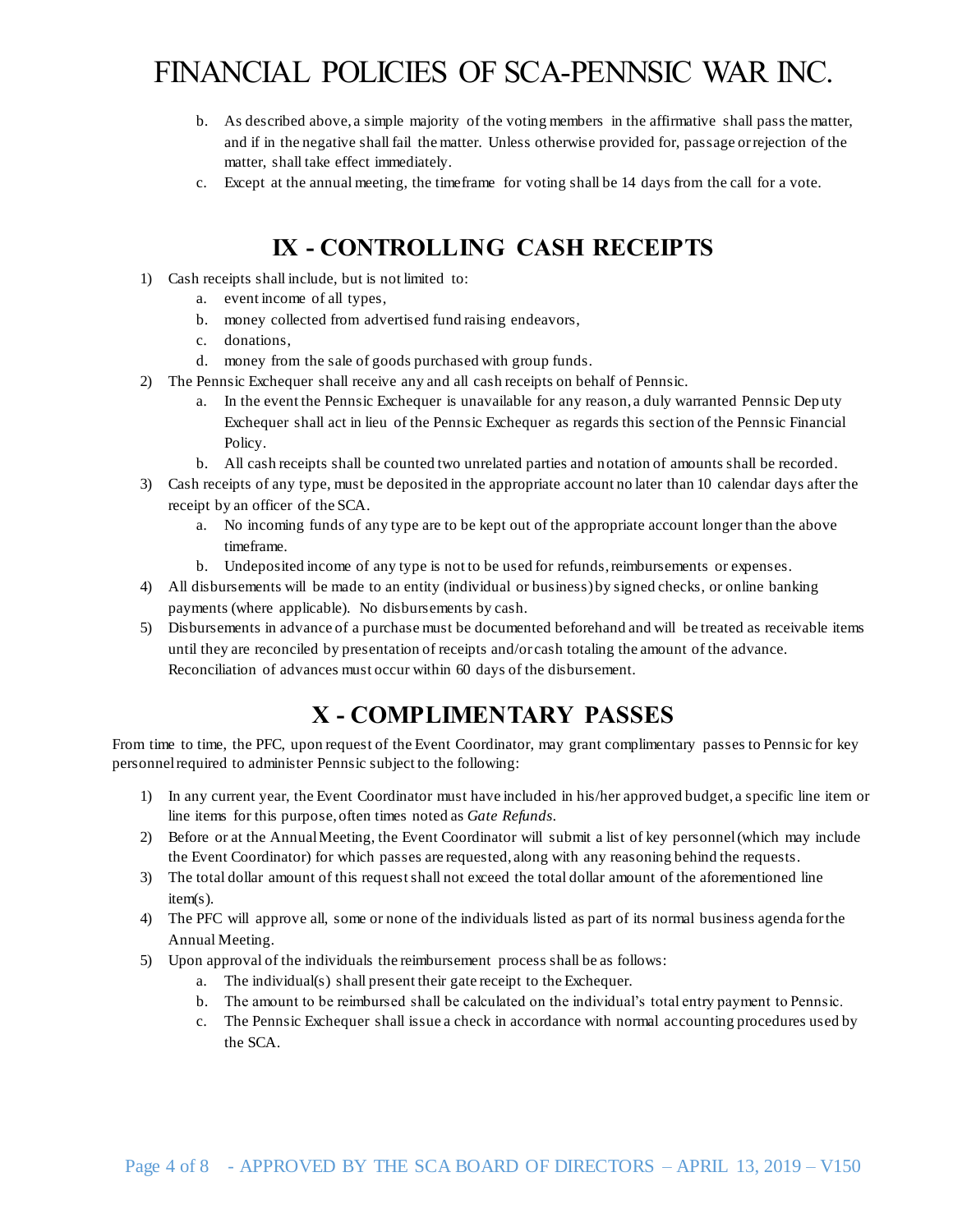b. As described above, a simple majority of the voting members in the affirmative shall pass the matter, and if in the negative shall fail the matter. Unless otherwise provided for, passage or rejection of the matter, shall take effect immediately.
c. Except at the annual meeting, the timeframe for voting shall be 14 days from the call for a vote.

## IX - CONTROLLING CASH RECEIPTS

1) Cash receipts shall include, but is not limited to:
   a. event income of all types,
   b. money collected from advertised fund raising endeavors,
   c. donations,
   d. money from the sale of goods purchased with group funds.
2) The Pennsic Exchequer shall receive any and all cash receipts on behalf of Pennsic.
   a. In the event the Pennsic Exchequer is unavailable for any reason, a duly warranted Pennsic Deputy Exchequer shall act in lieu of the Pennsic Exchequer as regards this section of the Pennsic Financial Policy.
   b. All cash receipts shall be counted two unrelated parties and notation of amounts shall be recorded.
3) Cash receipts of any type, must be deposited in the appropriate account no later than 10 calendar days after the receipt by an officer of the SCA.
   a. No incoming funds of any type are to be kept out of the appropriate account longer than the above timeframe.
   b. Undeposited income of any type is not to be used for refunds, reimbursements or expenses.
4) All disbursements will be made to an entity (individual or business) by signed checks, or online banking payments (where applicable). No disbursements by cash.
5) Disbursements in advance of a purchase must be documented beforehand and will be treated as receivable items until they are reconciled by presentation of receipts and/or cash totaling the amount of the advance. Reconciliation of advances must occur within 60 days of the disbursement.

## X - COMPLIMENTARY PASSES

From time to time, the PFC, upon request of the Event Coordinator, may grant complimentary passes to Pennsic for key personnel required to administer Pennsic subject to the following:

1) In any current year, the Event Coordinator must have included in his/her approved budget, a specific line item or line items for this purpose, often times noted as *Gate Refunds*.
2) Before or at the Annual Meeting, the Event Coordinator will submit a list of key personnel (which may include the Event Coordinator) for which passes are requested, along with any reasoning behind the requests.
3) The total dollar amount of this request shall not exceed the total dollar amount of the aforementioned line item(s).
4) The PFC will approve all, some or none of the individuals listed as part of its normal business agenda for the Annual Meeting.
5) Upon approval of the individuals the reimbursement process shall be as follows:
   a. The individual(s) shall present their gate receipt to the Exchequer.
   b. The amount to be reimbursed shall be calculated on the individual's total entry payment to Pennsic.
   c. The Pennsic Exchequer shall issue a check in accordance with normal accounting procedures used by the SCA.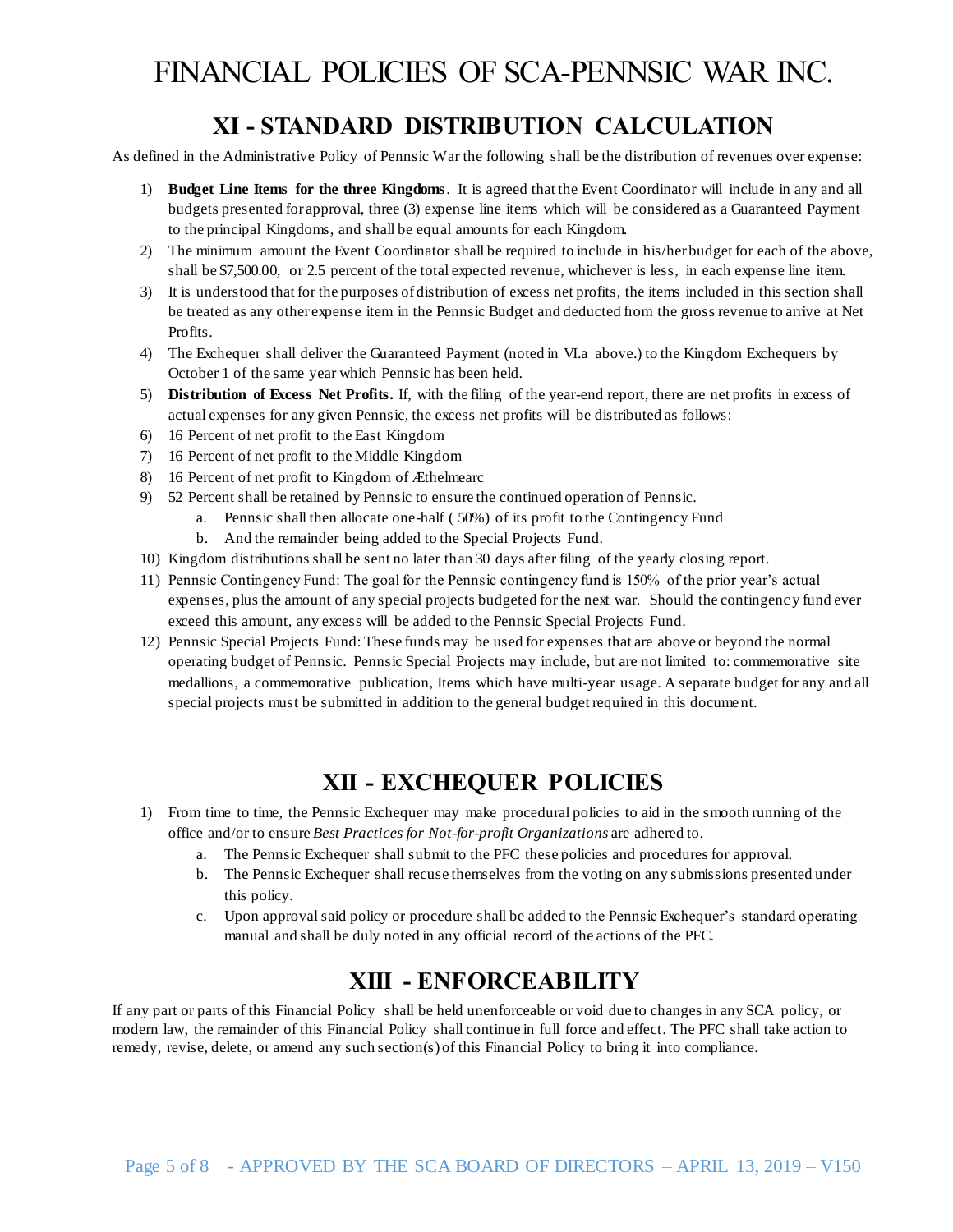# FINANCIAL POLICIES OF SCA-PENNSIC WAR INC.

## XI - STANDARD DISTRIBUTION CALCULATION

As defined in the Administrative Policy of Pennsic War the following shall be the distribution of revenues over expense:

1) **Budget Line Items for the three Kingdoms**. It is agreed that the Event Coordinator will include in any and all budgets presented for approval, three (3) expense line items which will be considered as a Guaranteed Payment to the principal Kingdoms, and shall be equal amounts for each Kingdom.
2) The minimum amount the Event Coordinator shall be required to include in his/her budget for each of the above, shall be $7,500.00, or 2.5 percent of the total expected revenue, whichever is less, in each expense line item.
3) It is understood that for the purposes of distribution of excess net profits, the items included in this section shall be treated as any other expense item in the Pennsic Budget and deducted from the gross revenue to arrive at Net Profits.
4) The Exchequer shall deliver the Guaranteed Payment (noted in VI.a above.) to the Kingdom Exchequers by October 1 of the same year which Pennsic has been held.
5) **Distribution of Excess Net Profits.** If, with the filing of the year-end report, there are net profits in excess of actual expenses for any given Pennsic, the excess net profits will be distributed as follows:
6) 16 Percent of net profit to the East Kingdom
7) 16 Percent of net profit to the Middle Kingdom
8) 16 Percent of net profit to Kingdom of Æthelmearc
9) 52 Percent shall be retained by Pennsic to ensure the continued operation of Pennsic.
    a. Pennsic shall then allocate one-half ( 50%) of its profit to the Contingency Fund
    b. And the remainder being added to the Special Projects Fund.
10) Kingdom distributions shall be sent no later than 30 days after filing of the yearly closing report.
11) Pennsic Contingency Fund: The goal for the Pennsic contingency fund is 150% of the prior year's actual expenses, plus the amount of any special projects budgeted for the next war. Should the contingency fund ever exceed this amount, any excess will be added to the Pennsic Special Projects Fund.
12) Pennsic Special Projects Fund: These funds may be used for expenses that are above or beyond the normal operating budget of Pennsic. Pennsic Special Projects may include, but are not limited to: commemorative site medallions, a commemorative publication, Items which have multi-year usage. A separate budget for any and all special projects must be submitted in addition to the general budget required in this document.

## XII - EXCHEQUER POLICIES

1) From time to time, the Pennsic Exchequer may make procedural policies to aid in the smooth running of the office and/or to ensure *Best Practices for Not-for-profit Organizations* are adhered to.
    a. The Pennsic Exchequer shall submit to the PFC these policies and procedures for approval.
    b. The Pennsic Exchequer shall recuse themselves from the voting on any submissions presented under this policy.
    c. Upon approval said policy or procedure shall be added to the Pennsic Exchequer's standard operating manual and shall be duly noted in any official record of the actions of the PFC.

## XIII - ENFORCEABILITY

If any part or parts of this Financial Policy shall be held unenforceable or void due to changes in any SCA policy, or modern law, the remainder of this Financial Policy shall continue in full force and effect. The PFC shall take action to remedy, revise, delete, or amend any such section(s) of this Financial Policy to bring it into compliance.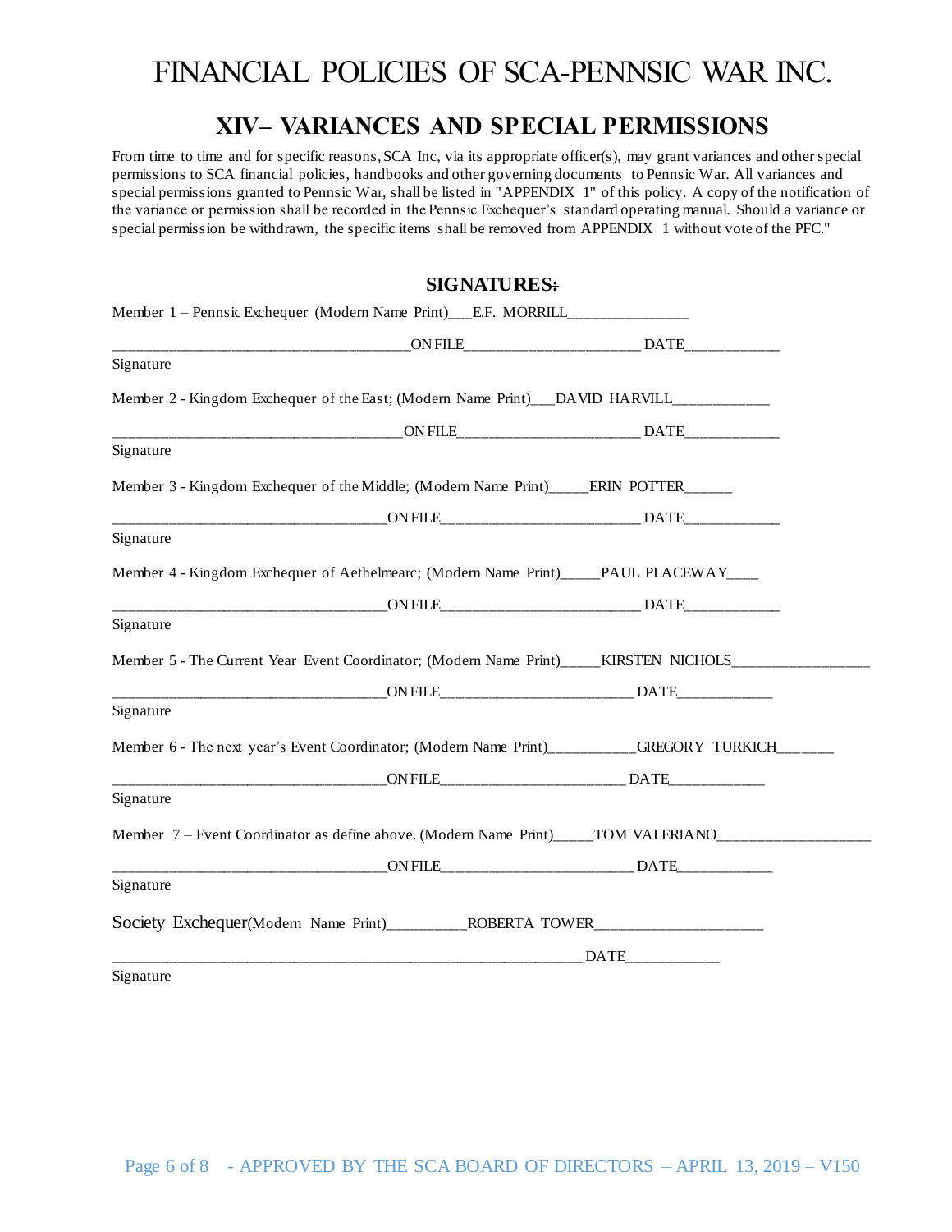// FINANCIAL POLICIES OF SCA-PENNSIC WAR INC.

## XIV– VARIANCES AND SPECIAL PERMISSIONS

From time to time and for specific reasons, SCA Inc, via its appropriate officer(s), may grant variances and other special permissions to SCA financial policies, handbooks and other governing documents to Pennsic War. All variances and special permissions granted to Pennsic War, shall be listed in "APPENDIX 1" of this policy. A copy of the notification of the variance or permission shall be recorded in the Pennsic Exchequer's standard operating manual. Should a variance or special permission be withdrawn, the specific items shall be removed from APPENDIX 1 without vote of the PFC."

### SIGNATURES:

Member 1 – Pennsic Exchequer (Modern Name Print)___E.F. MORRILL________________

______________________________________ON FILE______________________ DATE____________
Signature

Member 2 - Kingdom Exchequer of the East; (Modern Name Print)___DAVID HARVILL____________

_____________________________________ON FILE_______________________ DATE____________
Signature

Member 3 - Kingdom Exchequer of the Middle; (Modern Name Print)_____ERIN POTTER______

___________________________________ON FILE_________________________ DATE____________
Signature

Member 4 - Kingdom Exchequer of Aethelmearc; (Modern Name Print)_____PAUL PLACEWAY____

___________________________________ON FILE_________________________ DATE____________
Signature

Member 5 - The Current Year Event Coordinator; (Modern Name Print)_____KIRSTEN NICHOLS__________________

___________________________________ON FILE________________________ DATE____________
Signature

Member 6 - The next year's Event Coordinator; (Modern Name Print)___________GREGORY TURKICH_______

___________________________________ON FILE_______________________ DATE____________
Signature

Member 7 – Event Coordinator as define above. (Modern Name Print)_____TOM VALERIANO____________________

___________________________________ON FILE________________________ DATE____________
Signature

Society Exchequer(Modern Name Print)__________ROBERTA TOWER_____________________

___________________________________________________________ DATE____________
Signature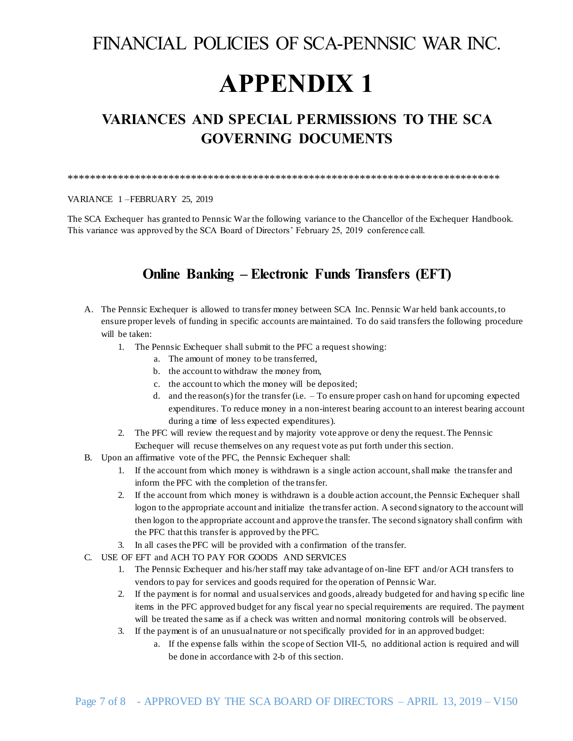# FINANCIAL POLICIES OF SCA-PENNSIC WAR INC.

# APPENDIX 1

## VARIANCES AND SPECIAL PERMISSIONS TO THE SCA GOVERNING DOCUMENTS

*****************************************************************************

VARIANCE 1 –FEBRUARY 25, 2019

The SCA Exchequer has granted to Pennsic War the following variance to the Chancellor of the Exchequer Handbook. This variance was approved by the SCA Board of Directors' February 25, 2019 conference call.

### Online Banking – Electronic Funds Transfers (EFT)

A. The Pennsic Exchequer is allowed to transfer money between SCA Inc. Pennsic War held bank accounts, to ensure proper levels of funding in specific accounts are maintained. To do said transfers the following procedure will be taken:
   1. The Pennsic Exchequer shall submit to the PFC a request showing:
      a. The amount of money to be transferred,
      b. the account to withdraw the money from,
      c. the account to which the money will be deposited;
      d. and the reason(s) for the transfer (i.e. – To ensure proper cash on hand for upcoming expected expenditures. To reduce money in a non-interest bearing account to an interest bearing account during a time of less expected expenditures).
   2. The PFC will review the request and by majority vote approve or deny the request. The Pennsic Exchequer will recuse themselves on any request vote as put forth under this section.

B. Upon an affirmative vote of the PFC, the Pennsic Exchequer shall:
   1. If the account from which money is withdrawn is a single action account, shall make the transfer and inform the PFC with the completion of the transfer.
   2. If the account from which money is withdrawn is a double action account, the Pennsic Exchequer shall logon to the appropriate account and initialize the transfer action. A second signatory to the account will then logon to the appropriate account and approve the transfer. The second signatory shall confirm with the PFC that this transfer is approved by the PFC.
   3. In all cases the PFC will be provided with a confirmation of the transfer.

C. USE OF EFT and ACH TO PAY FOR GOODS AND SERVICES
   1. The Pennsic Exchequer and his/her staff may take advantage of on-line EFT and/or ACH transfers to vendors to pay for services and goods required for the operation of Pennsic War.
   2. If the payment is for normal and usual services and goods, already budgeted for and having specific line items in the PFC approved budget for any fiscal year no special requirements are required. The payment will be treated the same as if a check was written and normal monitoring controls will be observed.
   3. If the payment is of an unusual nature or not specifically provided for in an approved budget:
      a. If the expense falls within the scope of Section VII-5, no additional action is required and will be done in accordance with 2-b of this section.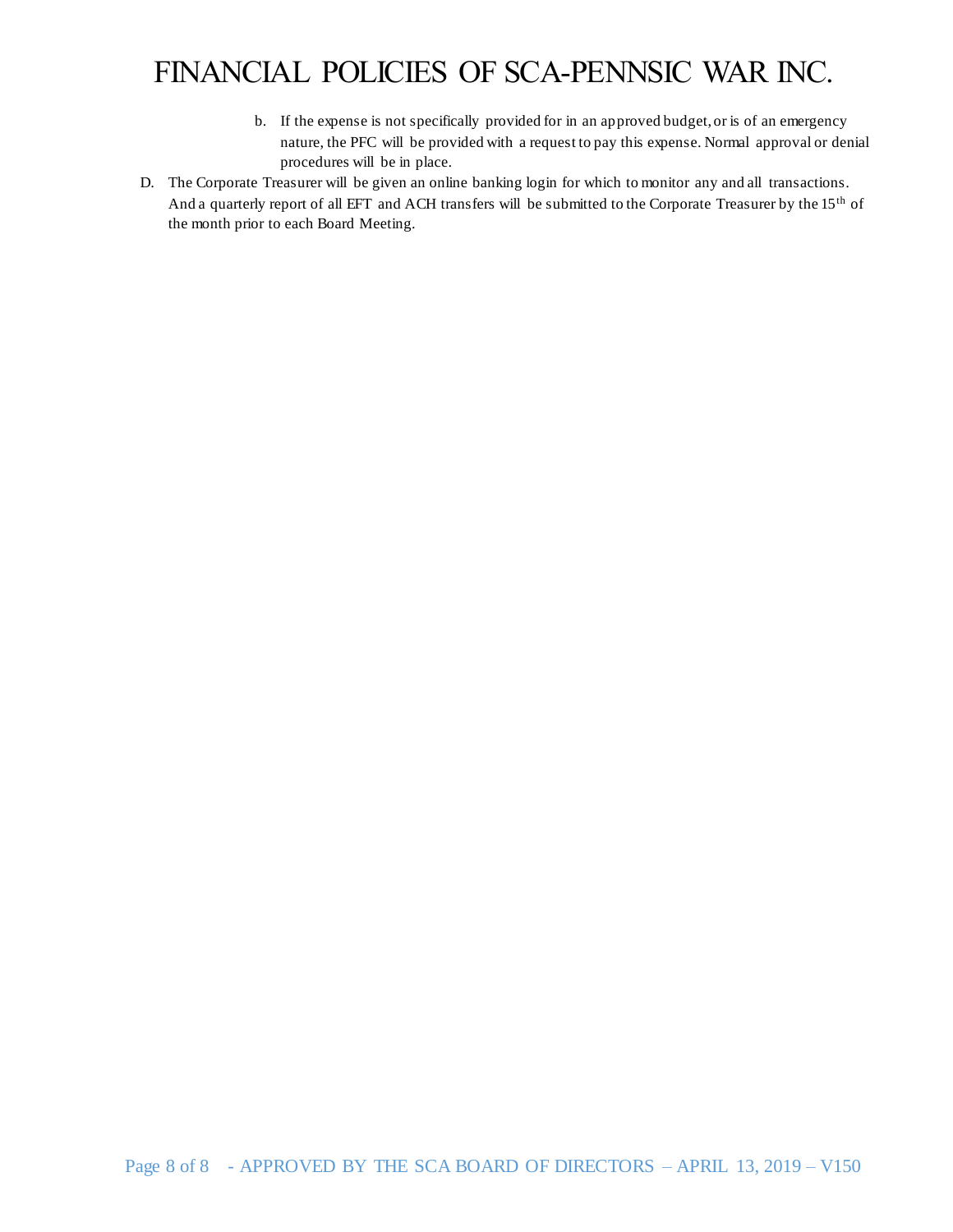b. If the expense is not specifically provided for in an approved budget, or is of an emergency nature, the PFC will be provided with a request to pay this expense. Normal approval or denial procedures will be in place.

D. The Corporate Treasurer will be given an online banking login for which to monitor any and all transactions. And a quarterly report of all EFT and ACH transfers will be submitted to the Corporate Treasurer by the 15th of the month prior to each Board Meeting.